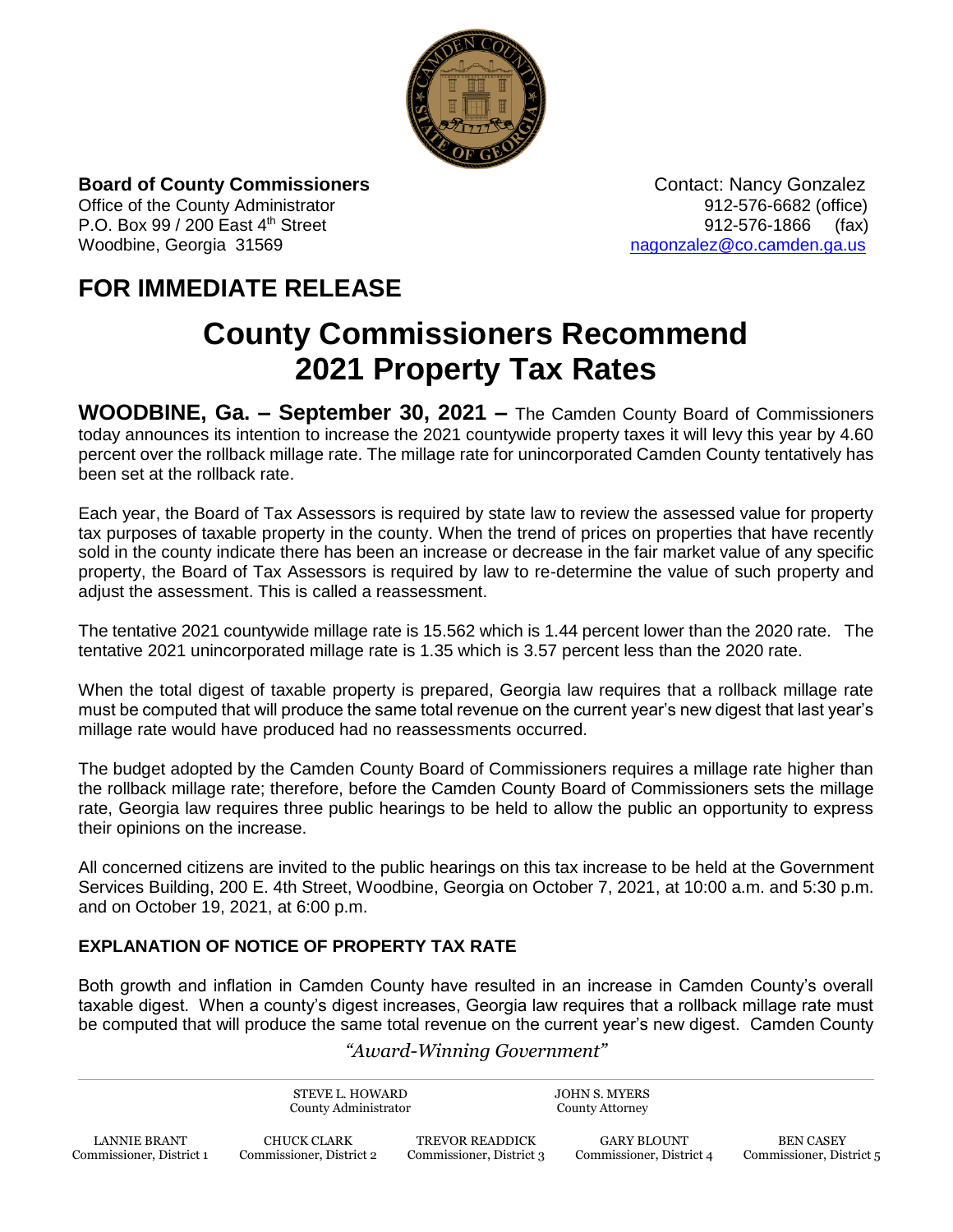**Board of County Commissioners**
Office of the County Administrator
P.O. Box 99 / 200 East 4th Street
Woodbine, Georgia 31569

Contact: Nancy Gonzalez
912-576-6682 (office)
912-576-1866 (fax)
nagonzalez@co.camden.ga.us

## FOR IMMEDIATE RELEASE

# County Commissioners Recommend 2021 Property Tax Rates

**WOODBINE, Ga. – September 30, 2021 –** The Camden County Board of Commissioners today announces its intention to increase the 2021 countywide property taxes it will levy this year by 4.60 percent over the rollback millage rate. The millage rate for unincorporated Camden County tentatively has been set at the rollback rate.

Each year, the Board of Tax Assessors is required by state law to review the assessed value for property tax purposes of taxable property in the county. When the trend of prices on properties that have recently sold in the county indicate there has been an increase or decrease in the fair market value of any specific property, the Board of Tax Assessors is required by law to re-determine the value of such property and adjust the assessment. This is called a reassessment.

The tentative 2021 countywide millage rate is 15.562 which is 1.44 percent lower than the 2020 rate. The tentative 2021 unincorporated millage rate is 1.35 which is 3.57 percent less than the 2020 rate.

When the total digest of taxable property is prepared, Georgia law requires that a rollback millage rate must be computed that will produce the same total revenue on the current year's new digest that last year's millage rate would have produced had no reassessments occurred.

The budget adopted by the Camden County Board of Commissioners requires a millage rate higher than the rollback millage rate; therefore, before the Camden County Board of Commissioners sets the millage rate, Georgia law requires three public hearings to be held to allow the public an opportunity to express their opinions on the increase.

All concerned citizens are invited to the public hearings on this tax increase to be held at the Government Services Building, 200 E. 4th Street, Woodbine, Georgia on October 7, 2021, at 10:00 a.m. and 5:30 p.m. and on October 19, 2021, at 6:00 p.m.

### EXPLANATION OF NOTICE OF PROPERTY TAX RATE

Both growth and inflation in Camden County have resulted in an increase in Camden County's overall taxable digest. When a county's digest increases, Georgia law requires that a rollback millage rate must be computed that will produce the same total revenue on the current year's new digest. Camden County

*"Award-Winning Government"*

STEVE L. HOWARD, County Administrator
JOHN S. MYERS, County Attorney

LANNIE BRANT, Commissioner, District 1
CHUCK CLARK, Commissioner, District 2
TREVOR READDICK, Commissioner, District 3
GARY BLOUNT, Commissioner, District 4
BEN CASEY, Commissioner, District 5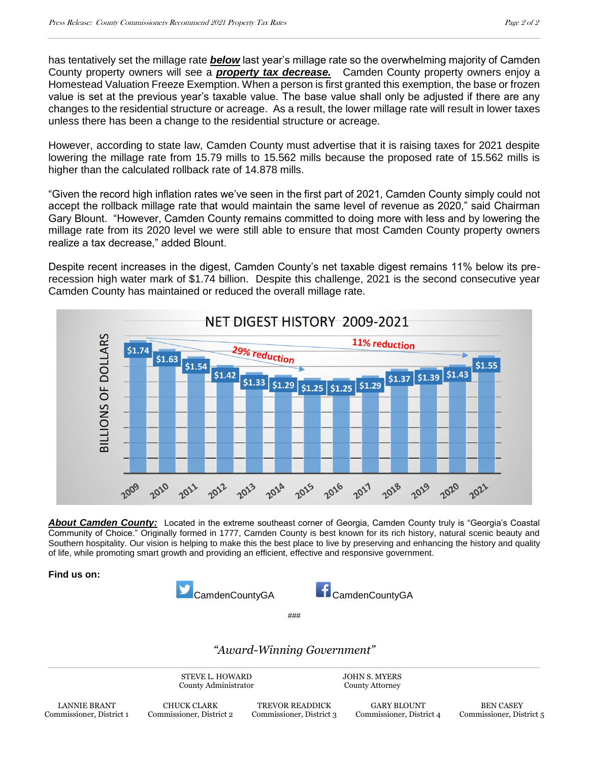has tentatively set the millage rate ***below*** last year's millage rate so the overwhelming majority of Camden County property owners will see a ***property tax decrease.*** Camden County property owners enjoy a Homestead Valuation Freeze Exemption. When a person is first granted this exemption, the base or frozen value is set at the previous year's taxable value. The base value shall only be adjusted if there are any changes to the residential structure or acreage. As a result, the lower millage rate will result in lower taxes unless there has been a change to the residential structure or acreage.

However, according to state law, Camden County must advertise that it is raising taxes for 2021 despite lowering the millage rate from 15.79 mills to 15.562 mills because the proposed rate of 15.562 mills is higher than the calculated rollback rate of 14.878 mills.

"Given the record high inflation rates we've seen in the first part of 2021, Camden County simply could not accept the rollback millage rate that would maintain the same level of revenue as 2020," said Chairman Gary Blount. "However, Camden County remains committed to doing more with less and by lowering the millage rate from its 2020 level we were still able to ensure that most Camden County property owners realize a tax decrease," added Blount.

Despite recent increases in the digest, Camden County's net taxable digest remains 11% below its pre-recession high water mark of $1.74 billion. Despite this challenge, 2021 is the second consecutive year Camden County has maintained or reduced the overall millage rate.

NET DIGEST HISTORY 2009-2021

BILLIONS OF DOLLARS

29% reduction

11% reduction

$1.74
$1.63
$1.54
$1.42
$1.33
$1.29
$1.25
$1.25
$1.29
$1.37
$1.39
$1.43
$1.55

2009
2010
2011
2012
2013
2014
2015
2016
2017
2018
2019
2020
2021

***About Camden County:*** Located in the extreme southeast corner of Georgia, Camden County truly is "Georgia's Coastal Community of Choice." Originally formed in 1777, Camden County is best known for its rich history, natural scenic beauty and Southern hospitality. Our vision is helping to make this the best place to live by preserving and enhancing the history and quality of life, while promoting smart growth and providing an efficient, effective and responsive government.

**Find us on:**

CamdenCountyGA CamdenCountyGA

###

*"Award-Winning Government"*

STEVE L. HOWARD
County Administrator

JOHN S. MYERS
County Attorney

LANNIE BRANT
Commissioner, District 1

CHUCK CLARK
Commissioner, District 2

TREVOR READDICK
Commissioner, District 3

GARY BLOUNT
Commissioner, District 4

BEN CASEY
Commissioner, District 5